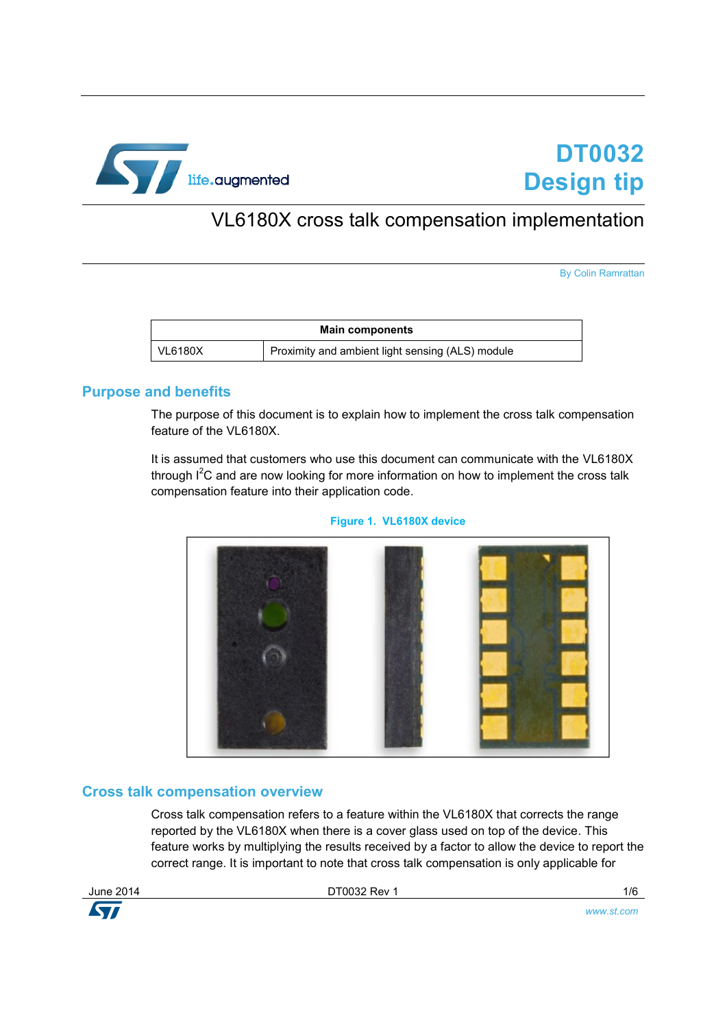# DT0032 Design tip

## VL6180X cross talk compensation implementation

By Colin Ramrattan

| Main components | |
|---|---|
| VL6180X | Proximity and ambient light sensing (ALS) module |

## Purpose and benefits

The purpose of this document is to explain how to implement the cross talk compensation feature of the VL6180X.

It is assumed that customers who use this document can communicate with the VL6180X through $I^2C$ and are now looking for more information on how to implement the cross talk compensation feature into their application code.

Figure 1. VL6180X device

## Cross talk compensation overview

Cross talk compensation refers to a feature within the VL6180X that corrects the range reported by the VL6180X when there is a cover glass used on top of the device. This feature works by multiplying the results received by a factor to allow the device to report the correct range. It is important to note that cross talk compensation is only applicable for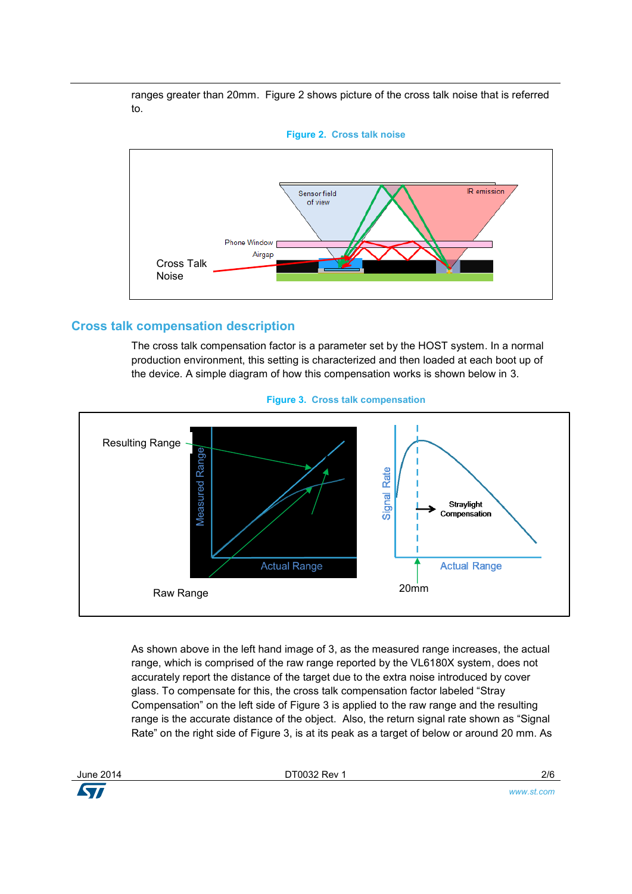ranges greater than 20mm. Figure 2 shows picture of the cross talk noise that is referred to.

Figure 2. Cross talk noise

## Cross talk compensation description

The cross talk compensation factor is a parameter set by the HOST system. In a normal production environment, this setting is characterized and then loaded at each boot up of the device. A simple diagram of how this compensation works is shown below in 3.

Figure 3. Cross talk compensation

As shown above in the left hand image of 3, as the measured range increases, the actual range, which is comprised of the raw range reported by the VL6180X system, does not accurately report the distance of the target due to the extra noise introduced by cover glass. To compensate for this, the cross talk compensation factor labeled “Stray Compensation” on the left side of Figure 3 is applied to the raw range and the resulting range is the accurate distance of the object. Also, the return signal rate shown as “Signal Rate” on the right side of Figure 3, is at its peak as a target of below or around 20 mm. As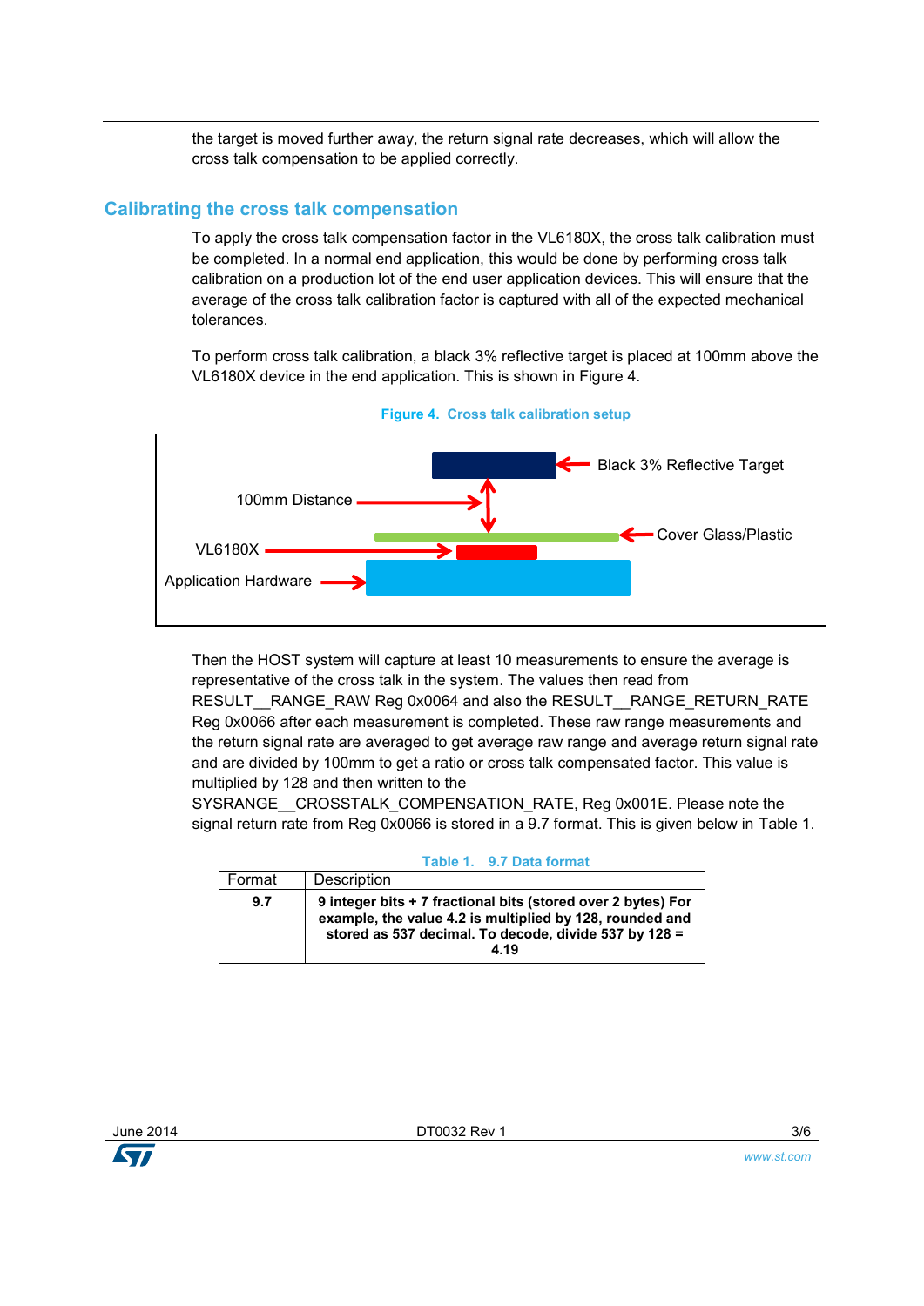the target is moved further away, the return signal rate decreases, which will allow the cross talk compensation to be applied correctly.

## Calibrating the cross talk compensation

To apply the cross talk compensation factor in the VL6180X, the cross talk calibration must be completed. In a normal end application, this would be done by performing cross talk calibration on a production lot of the end user application devices. This will ensure that the average of the cross talk calibration factor is captured with all of the expected mechanical tolerances.

To perform cross talk calibration, a black 3% reflective target is placed at 100mm above the VL6180X device in the end application. This is shown in Figure 4.

**Figure 4. Cross talk calibration setup**

Black 3% Reflective Target

100mm Distance

Cover Glass/Plastic

VL6180X

Application Hardware

Then the HOST system will capture at least 10 measurements to ensure the average is representative of the cross talk in the system. The values then read from RESULT__RANGE_RAW Reg 0x0064 and also the RESULT__RANGE_RETURN_RATE Reg 0x0066 after each measurement is completed. These raw range measurements and the return signal rate are averaged to get average raw range and average return signal rate and are divided by 100mm to get a ratio or cross talk compensated factor. This value is multiplied by 128 and then written to the SYSRANGE__CROSSTALK_COMPENSATION_RATE, Reg 0x001E. Please note the signal return rate from Reg 0x0066 is stored in a 9.7 format. This is given below in Table 1.

**Table 1. 9.7 Data format**

| Format | Description |
|---|---|
| **9.7** | **9 integer bits + 7 fractional bits (stored over 2 bytes) For example, the value 4.2 is multiplied by 128, rounded and stored as 537 decimal. To decode, divide 537 by 128 = 4.19** |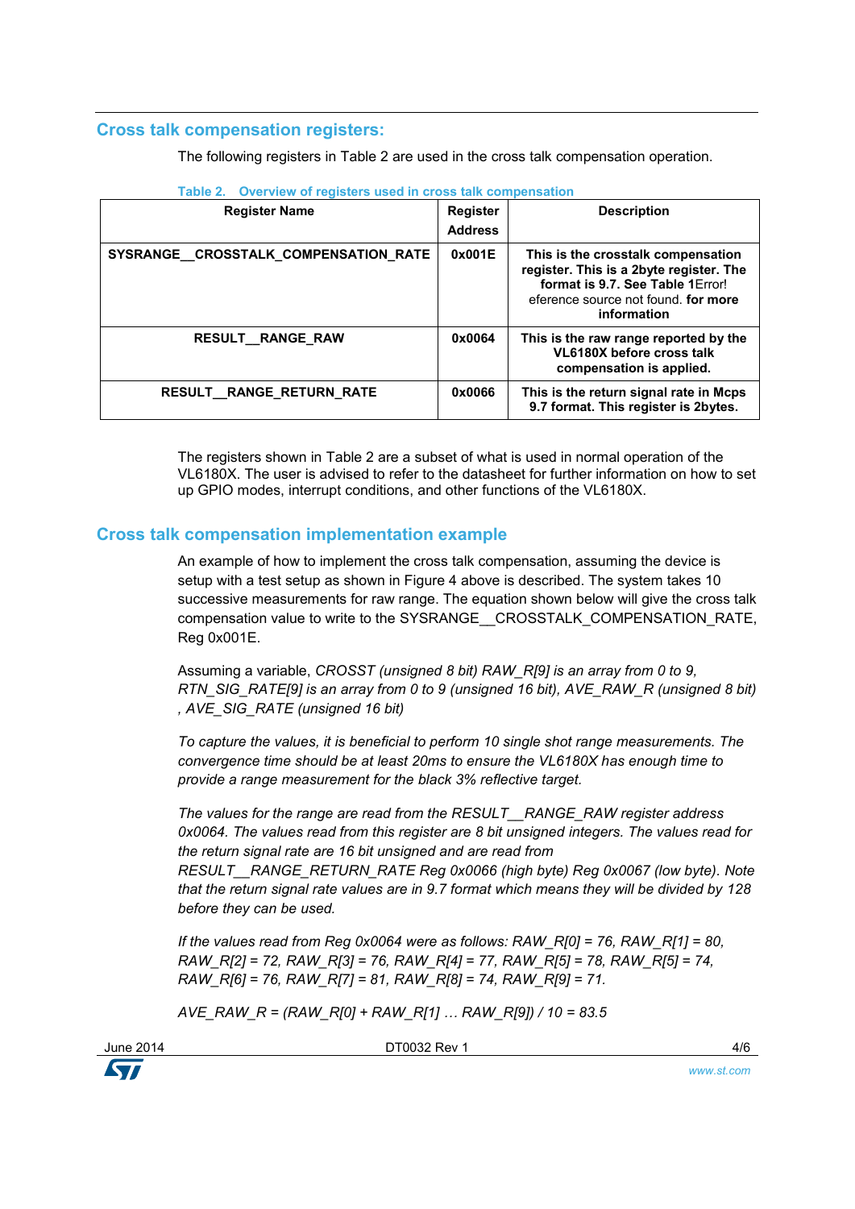## Cross talk compensation registers:

The following registers in Table 2 are used in the cross talk compensation operation.

Table 2. Overview of registers used in cross talk compensation

| Register Name | Register Address | Description |
|---|---|---|
| **SYSRANGE__CROSSTALK_COMPENSATION_RATE** | **0x001E** | **This is the crosstalk compensation register. This is a 2byte register. The format is 9.7. See Table 1**Error! eference source not found. **for more information** |
| **RESULT__RANGE_RAW** | **0x0064** | **This is the raw range reported by the VL6180X before cross talk compensation is applied.** |
| **RESULT__RANGE_RETURN_RATE** | **0x0066** | **This is the return signal rate in Mcps 9.7 format. This register is 2bytes.** |

The registers shown in Table 2 are a subset of what is used in normal operation of the VL6180X. The user is advised to refer to the datasheet for further information on how to set up GPIO modes, interrupt conditions, and other functions of the VL6180X.

## Cross talk compensation implementation example

An example of how to implement the cross talk compensation, assuming the device is setup with a test setup as shown in Figure 4 above is described. The system takes 10 successive measurements for raw range. The equation shown below will give the cross talk compensation value to write to the SYSRANGE__CROSSTALK_COMPENSATION_RATE, Reg 0x001E.

Assuming a variable, *CROSST (unsigned 8 bit) RAW_R[9] is an array from 0 to 9, RTN_SIG_RATE[9] is an array from 0 to 9 (unsigned 16 bit), AVE_RAW_R (unsigned 8 bit) , AVE_SIG_RATE (unsigned 16 bit)*

*To capture the values, it is beneficial to perform 10 single shot range measurements. The convergence time should be at least 20ms to ensure the VL6180X has enough time to provide a range measurement for the black 3% reflective target.*

*The values for the range are read from the RESULT__RANGE_RAW register address 0x0064. The values read from this register are 8 bit unsigned integers. The values read for the return signal rate are 16 bit unsigned and are read from RESULT__RANGE_RETURN_RATE Reg 0x0066 (high byte) Reg 0x0067 (low byte). Note that the return signal rate values are in 9.7 format which means they will be divided by 128 before they can be used.*

*If the values read from Reg 0x0064 were as follows: RAW_R[0] = 76, RAW_R[1] = 80, RAW_R[2] = 72, RAW_R[3] = 76, RAW_R[4] = 77, RAW_R[5] = 78, RAW_R[5] = 74, RAW_R[6] = 76, RAW_R[7] = 81, RAW_R[8] = 74, RAW_R[9] = 71.*

*AVE_RAW_R = (RAW_R[0] + RAW_R[1] … RAW_R[9]) / 10 = 83.5*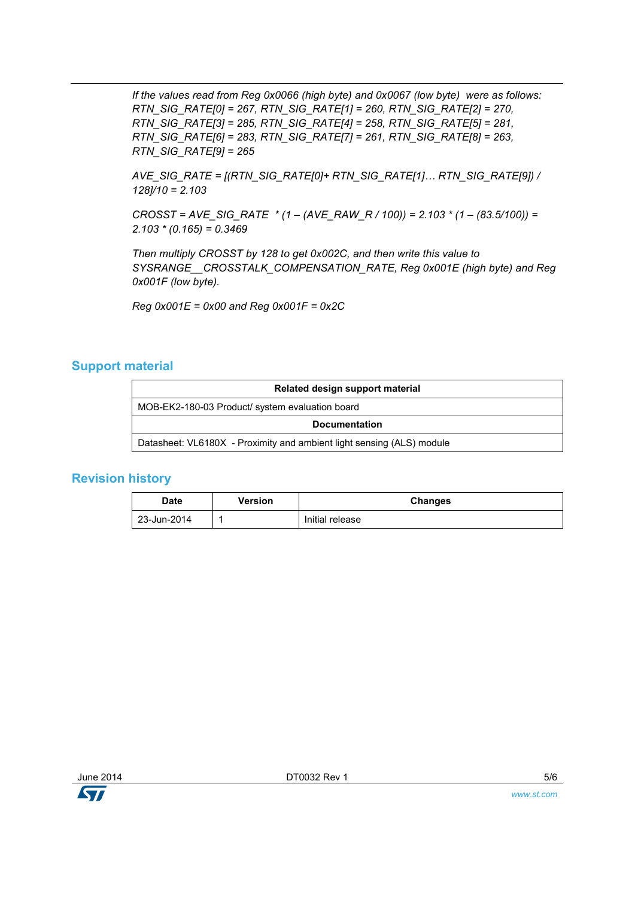*If the values read from Reg 0x0066 (high byte) and 0x0067 (low byte) were as follows: RTN_SIG_RATE[0] = 267, RTN_SIG_RATE[1] = 260, RTN_SIG_RATE[2] = 270, RTN_SIG_RATE[3] = 285, RTN_SIG_RATE[4] = 258, RTN_SIG_RATE[5] = 281, RTN_SIG_RATE[6] = 283, RTN_SIG_RATE[7] = 261, RTN_SIG_RATE[8] = 263, RTN_SIG_RATE[9] = 265*

*AVE_SIG_RATE = [(RTN_SIG_RATE[0]+ RTN_SIG_RATE[1]… RTN_SIG_RATE[9]) / 128]/10 = 2.103*

*CROSST = AVE_SIG_RATE * (1 – (AVE_RAW_R / 100)) = 2.103 * (1 – (83.5/100)) = 2.103 * (0.165) = 0.3469*

*Then multiply CROSST by 128 to get 0x002C, and then write this value to SYSRANGE__CROSSTALK_COMPENSATION_RATE, Reg 0x001E (high byte) and Reg 0x001F (low byte).*

*Reg 0x001E = 0x00 and Reg 0x001F = 0x2C*

## Support material

| Related design support material |
|---|
| MOB-EK2-180-03 Product/ system evaluation board |
| **Documentation** |
| Datasheet: VL6180X - Proximity and ambient light sensing (ALS) module |

## Revision history

| Date | Version | Changes |
|---|---|---|
| 23-Jun-2014 | 1 | Initial release |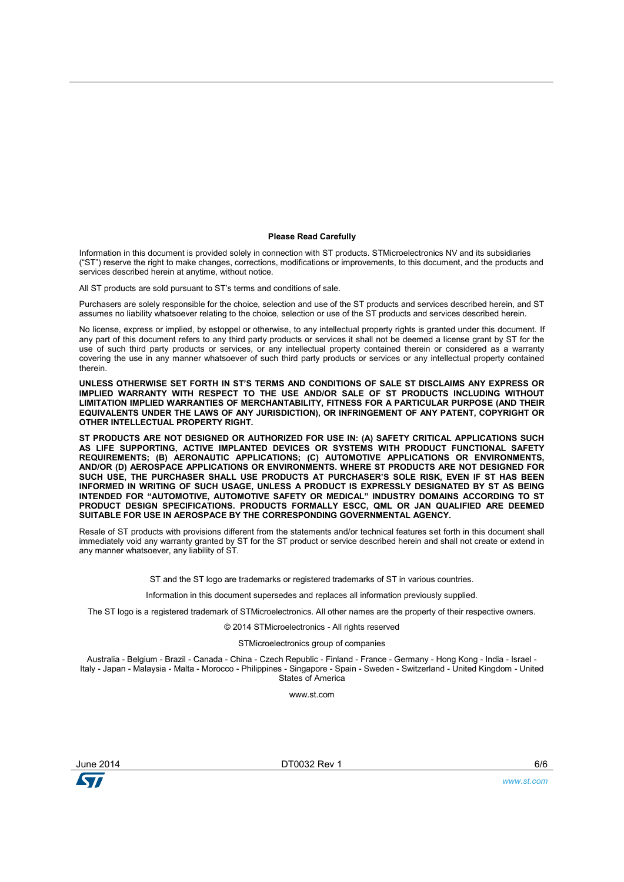**Please Read Carefully**

Information in this document is provided solely in connection with ST products. STMicroelectronics NV and its subsidiaries ("ST") reserve the right to make changes, corrections, modifications or improvements, to this document, and the products and services described herein at anytime, without notice.

All ST products are sold pursuant to ST's terms and conditions of sale.

Purchasers are solely responsible for the choice, selection and use of the ST products and services described herein, and ST assumes no liability whatsoever relating to the choice, selection or use of the ST products and services described herein.

No license, express or implied, by estoppel or otherwise, to any intellectual property rights is granted under this document. If any part of this document refers to any third party products or services it shall not be deemed a license grant by ST for the use of such third party products or services, or any intellectual property contained therein or considered as a warranty covering the use in any manner whatsoever of such third party products or services or any intellectual property contained therein.

**UNLESS OTHERWISE SET FORTH IN ST'S TERMS AND CONDITIONS OF SALE ST DISCLAIMS ANY EXPRESS OR IMPLIED WARRANTY WITH RESPECT TO THE USE AND/OR SALE OF ST PRODUCTS INCLUDING WITHOUT LIMITATION IMPLIED WARRANTIES OF MERCHANTABILITY, FITNESS FOR A PARTICULAR PURPOSE (AND THEIR EQUIVALENTS UNDER THE LAWS OF ANY JURISDICTION), OR INFRINGEMENT OF ANY PATENT, COPYRIGHT OR OTHER INTELLECTUAL PROPERTY RIGHT.**

**ST PRODUCTS ARE NOT DESIGNED OR AUTHORIZED FOR USE IN: (A) SAFETY CRITICAL APPLICATIONS SUCH AS LIFE SUPPORTING, ACTIVE IMPLANTED DEVICES OR SYSTEMS WITH PRODUCT FUNCTIONAL SAFETY REQUIREMENTS; (B) AERONAUTIC APPLICATIONS; (C) AUTOMOTIVE APPLICATIONS OR ENVIRONMENTS, AND/OR (D) AEROSPACE APPLICATIONS OR ENVIRONMENTS. WHERE ST PRODUCTS ARE NOT DESIGNED FOR SUCH USE, THE PURCHASER SHALL USE PRODUCTS AT PURCHASER'S SOLE RISK, EVEN IF ST HAS BEEN INFORMED IN WRITING OF SUCH USAGE, UNLESS A PRODUCT IS EXPRESSLY DESIGNATED BY ST AS BEING INTENDED FOR "AUTOMOTIVE, AUTOMOTIVE SAFETY OR MEDICAL" INDUSTRY DOMAINS ACCORDING TO ST PRODUCT DESIGN SPECIFICATIONS. PRODUCTS FORMALLY ESCC, QML OR JAN QUALIFIED ARE DEEMED SUITABLE FOR USE IN AEROSPACE BY THE CORRESPONDING GOVERNMENTAL AGENCY.**

Resale of ST products with provisions different from the statements and/or technical features set forth in this document shall immediately void any warranty granted by ST for the ST product or service described herein and shall not create or extend in any manner whatsoever, any liability of ST.

ST and the ST logo are trademarks or registered trademarks of ST in various countries.

Information in this document supersedes and replaces all information previously supplied.

The ST logo is a registered trademark of STMicroelectronics. All other names are the property of their respective owners.

© 2014 STMicroelectronics - All rights reserved

STMicroelectronics group of companies

Australia - Belgium - Brazil - Canada - China - Czech Republic - Finland - France - Germany - Hong Kong - India - Israel - Italy - Japan - Malaysia - Malta - Morocco - Philippines - Singapore - Spain - Sweden - Switzerland - United Kingdom - United States of America

www.st.com